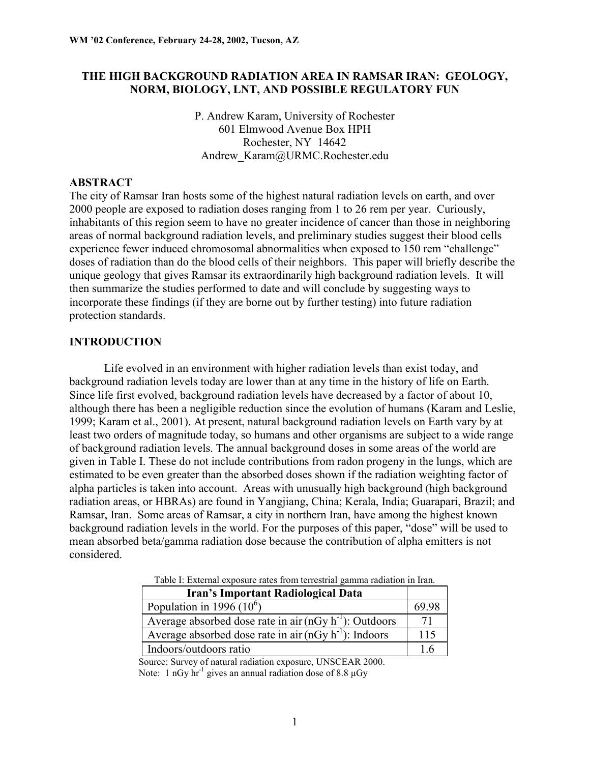# THE HIGH BACKGROUND RADIATION AREA IN RAMSAR IRAN: GEOLOGY, NORM, BIOLOGY, LNT, AND POSSIBLE REGULATORY FUN

P. Andrew Karam, University of Rochester
601 Elmwood Avenue Box HPH
Rochester, NY 14642
Andrew_Karam@URMC.Rochester.edu

## ABSTRACT

The city of Ramsar Iran hosts some of the highest natural radiation levels on earth, and over 2000 people are exposed to radiation doses ranging from 1 to 26 rem per year. Curiously, inhabitants of this region seem to have no greater incidence of cancer than those in neighboring areas of normal background radiation levels, and preliminary studies suggest their blood cells experience fewer induced chromosomal abnormalities when exposed to 150 rem "challenge" doses of radiation than do the blood cells of their neighbors. This paper will briefly describe the unique geology that gives Ramsar its extraordinarily high background radiation levels. It will then summarize the studies performed to date and will conclude by suggesting ways to incorporate these findings (if they are borne out by further testing) into future radiation protection standards.

## INTRODUCTION

Life evolved in an environment with higher radiation levels than exist today, and background radiation levels today are lower than at any time in the history of life on Earth. Since life first evolved, background radiation levels have decreased by a factor of about 10, although there has been a negligible reduction since the evolution of humans (Karam and Leslie, 1999; Karam et al., 2001). At present, natural background radiation levels on Earth vary by at least two orders of magnitude today, so humans and other organisms are subject to a wide range of background radiation levels. The annual background doses in some areas of the world are given in Table I. These do not include contributions from radon progeny in the lungs, which are estimated to be even greater than the absorbed doses shown if the radiation weighting factor of alpha particles is taken into account. Areas with unusually high background (high background radiation areas, or HBRAs) are found in Yangjiang, China; Kerala, India; Guarapari, Brazil; and Ramsar, Iran. Some areas of Ramsar, a city in northern Iran, have among the highest known background radiation levels in the world. For the purposes of this paper, "dose" will be used to mean absorbed beta/gamma radiation dose because the contribution of alpha emitters is not considered.

Table I: External exposure rates from terrestrial gamma radiation in Iran.

| Iran's Important Radiological Data | |
|---|---|
| Population in 1996 ($10^6$) | 69.98 |
| Average absorbed dose rate in air (nGy $h^{-1}$): Outdoors | 71 |
| Average absorbed dose rate in air (nGy $h^{-1}$): Indoors | 115 |
| Indoors/outdoors ratio | 1.6 |

Source: Survey of natural radiation exposure, UNSCEAR 2000.
Note: 1 nGy $hr^{-1}$ gives an annual radiation dose of 8.8 μGy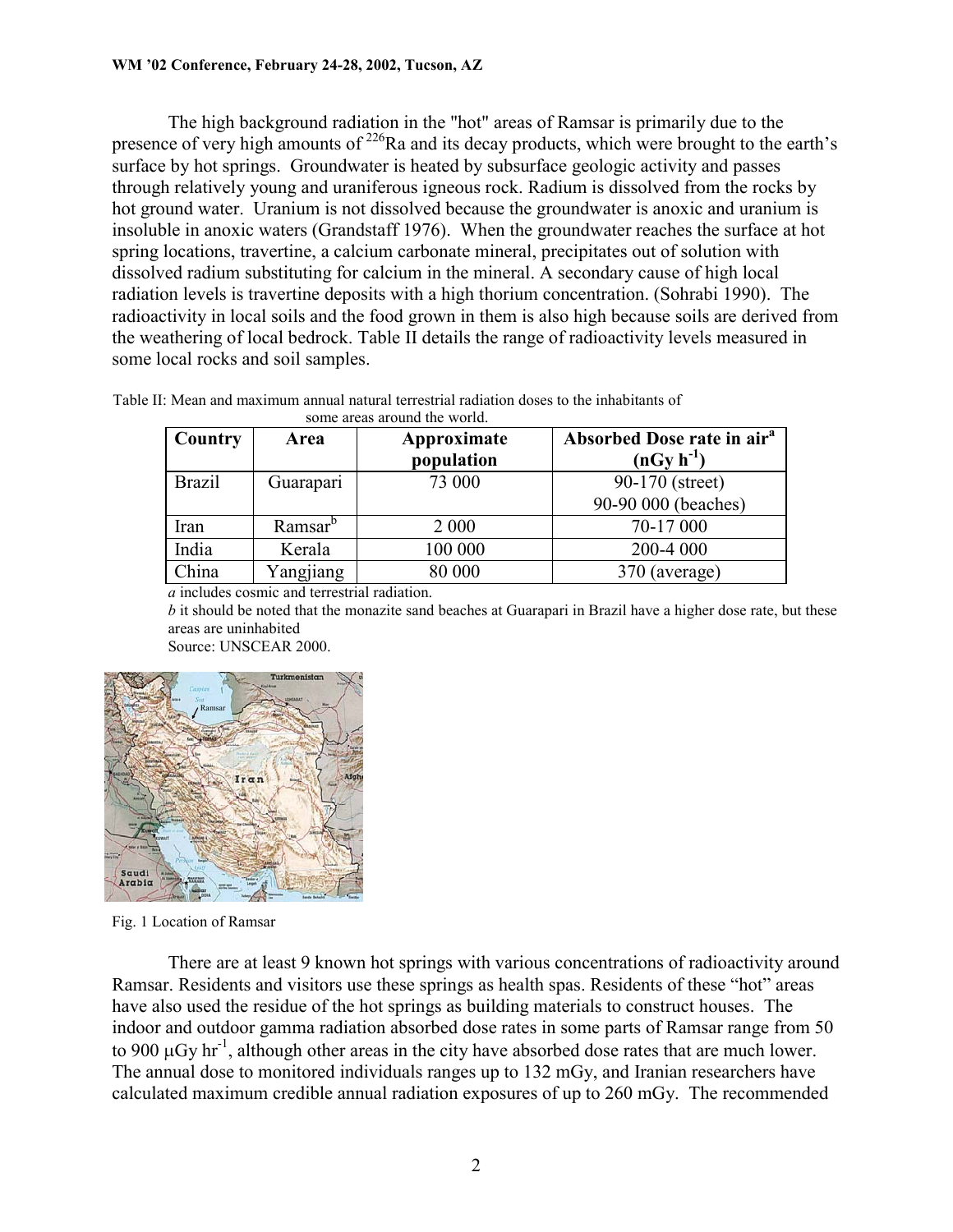The high background radiation in the "hot" areas of Ramsar is primarily due to the presence of very high amounts of $^{226}$Ra and its decay products, which were brought to the earth's surface by hot springs. Groundwater is heated by subsurface geologic activity and passes through relatively young and uraniferous igneous rock. Radium is dissolved from the rocks by hot ground water. Uranium is not dissolved because the groundwater is anoxic and uranium is insoluble in anoxic waters (Grandstaff 1976). When the groundwater reaches the surface at hot spring locations, travertine, a calcium carbonate mineral, precipitates out of solution with dissolved radium substituting for calcium in the mineral. A secondary cause of high local radiation levels is travertine deposits with a high thorium concentration. (Sohrabi 1990). The radioactivity in local soils and the food grown in them is also high because soils are derived from the weathering of local bedrock. Table II details the range of radioactivity levels measured in some local rocks and soil samples.

Table II: Mean and maximum annual natural terrestrial radiation doses to the inhabitants of some areas around the world.

| Country | Area | Approximate population | Absorbed Dose rate in air[a] (nGy $h^{-1}$) |
|---|---|---|---|
| Brazil | Guarapari | 73 000 | 90-170 (street)<br>90-90 000 (beaches) |
| Iran | Ramsar[b] | 2 000 | 70-17 000 |
| India | Kerala | 100 000 | 200-4 000 |
| China | Yangjiang | 80 000 | 370 (average) |

*a* includes cosmic and terrestrial radiation.
*b* it should be noted that the monazite sand beaches at Guarapari in Brazil have a higher dose rate, but these areas are uninhabited
Source: UNSCEAR 2000.

Fig. 1 Location of Ramsar

There are at least 9 known hot springs with various concentrations of radioactivity around Ramsar. Residents and visitors use these springs as health spas. Residents of these "hot" areas have also used the residue of the hot springs as building materials to construct houses. The indoor and outdoor gamma radiation absorbed dose rates in some parts of Ramsar range from 50 to 900 $\mu$Gy $hr^{-1}$, although other areas in the city have absorbed dose rates that are much lower. The annual dose to monitored individuals ranges up to 132 mGy, and Iranian researchers have calculated maximum credible annual radiation exposures of up to 260 mGy. The recommended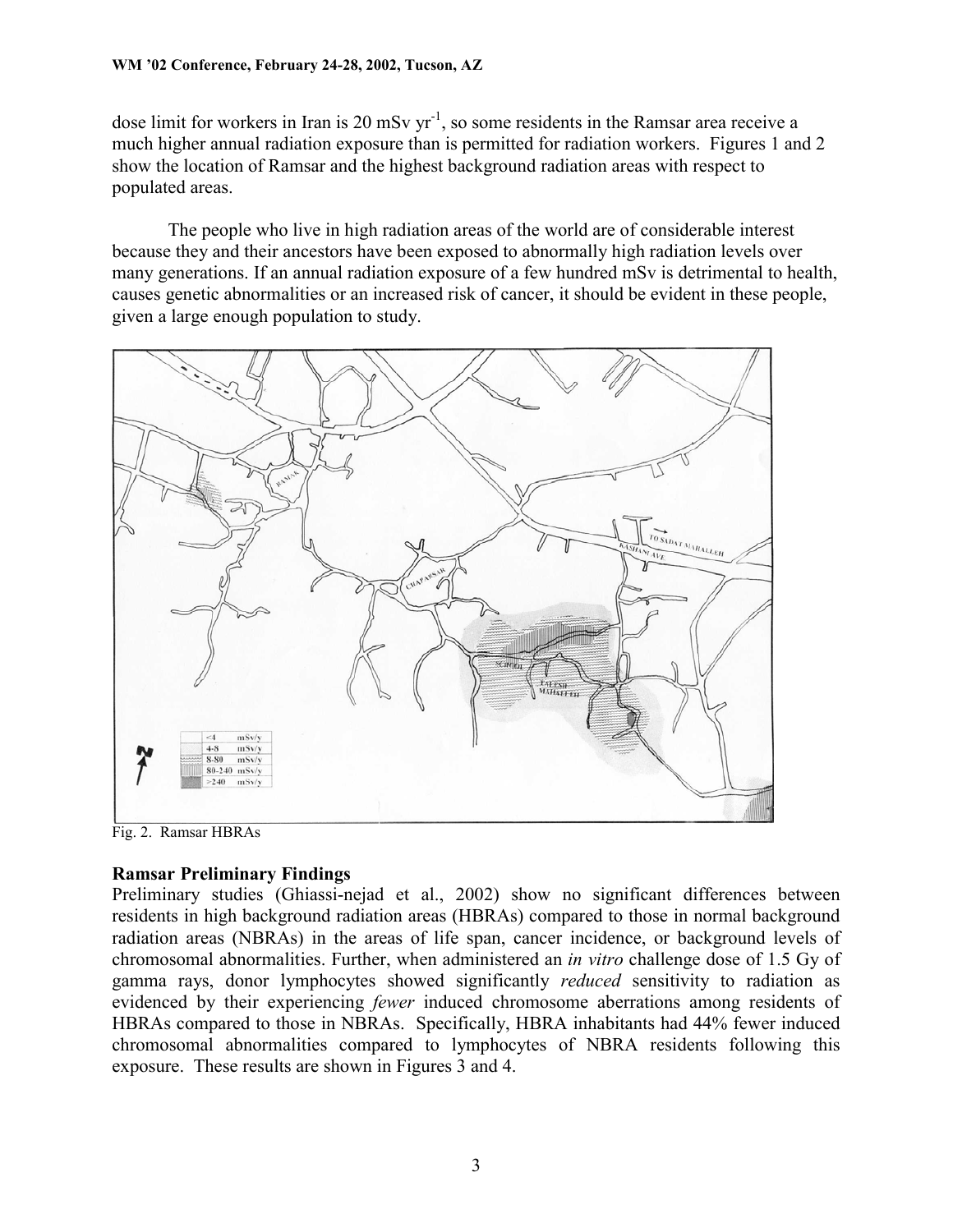dose limit for workers in Iran is 20 mSv $yr^{-1}$, so some residents in the Ramsar area receive a much higher annual radiation exposure than is permitted for radiation workers. Figures 1 and 2 show the location of Ramsar and the highest background radiation areas with respect to populated areas.

The people who live in high radiation areas of the world are of considerable interest because they and their ancestors have been exposed to abnormally high radiation levels over many generations. If an annual radiation exposure of a few hundred mSv is detrimental to health, causes genetic abnormalities or an increased risk of cancer, it should be evident in these people, given a large enough population to study.

Fig. 2. Ramsar HBRAs

## Ramsar Preliminary Findings

Preliminary studies (Ghiassi-nejad et al., 2002) show no significant differences between residents in high background radiation areas (HBRAs) compared to those in normal background radiation areas (NBRAs) in the areas of life span, cancer incidence, or background levels of chromosomal abnormalities. Further, when administered an *in vitro* challenge dose of 1.5 Gy of gamma rays, donor lymphocytes showed significantly *reduced* sensitivity to radiation as evidenced by their experiencing *fewer* induced chromosome aberrations among residents of HBRAs compared to those in NBRAs. Specifically, HBRA inhabitants had 44% fewer induced chromosomal abnormalities compared to lymphocytes of NBRA residents following this exposure. These results are shown in Figures 3 and 4.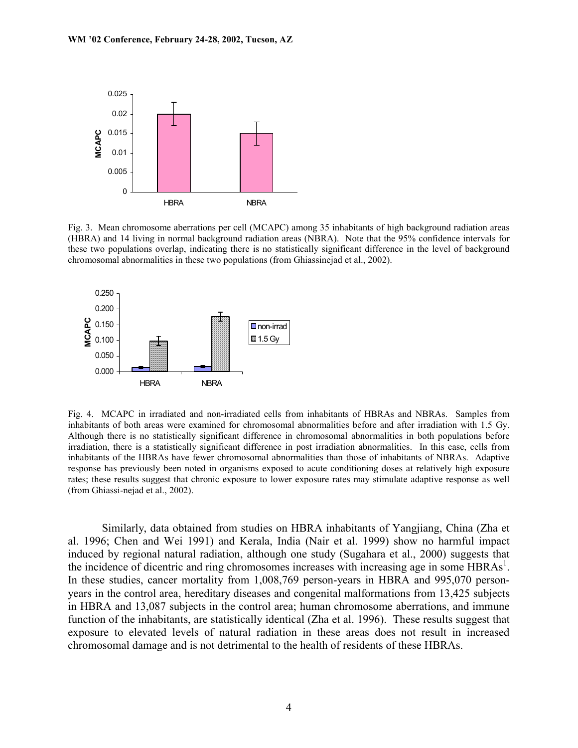Fig. 3. Mean chromosome aberrations per cell (MCAPC) among 35 inhabitants of high background radiation areas (HBRA) and 14 living in normal background radiation areas (NBRA). Note that the 95% confidence intervals for these two populations overlap, indicating there is no statistically significant difference in the level of background chromosomal abnormalities in these two populations (from Ghiassinejad et al., 2002).

Fig. 4. MCAPC in irradiated and non-irradiated cells from inhabitants of HBRAs and NBRAs. Samples from inhabitants of both areas were examined for chromosomal abnormalities before and after irradiation with 1.5 Gy. Although there is no statistically significant difference in chromosomal abnormalities in both populations before irradiation, there is a statistically significant difference in post irradiation abnormalities. In this case, cells from inhabitants of the HBRAs have fewer chromosomal abnormalities than those of inhabitants of NBRAs. Adaptive response has previously been noted in organisms exposed to acute conditioning doses at relatively high exposure rates; these results suggest that chronic exposure to lower exposure rates may stimulate adaptive response as well (from Ghiassi-nejad et al., 2002).

Similarly, data obtained from studies on HBRA inhabitants of Yangjiang, China (Zha et al. 1996; Chen and Wei 1991) and Kerala, India (Nair et al. 1999) show no harmful impact induced by regional natural radiation, although one study (Sugahara et al., 2000) suggests that the incidence of dicentric and ring chromosomes increases with increasing age in some HBRAs[1]. In these studies, cancer mortality from 1,008,769 person-years in HBRA and 995,070 person-years in the control area, hereditary diseases and congenital malformations from 13,425 subjects in HBRA and 13,087 subjects in the control area; human chromosome aberrations, and immune function of the inhabitants, are statistically identical (Zha et al. 1996). These results suggest that exposure to elevated levels of natural radiation in these areas does not result in increased chromosomal damage and is not detrimental to the health of residents of these HBRAs.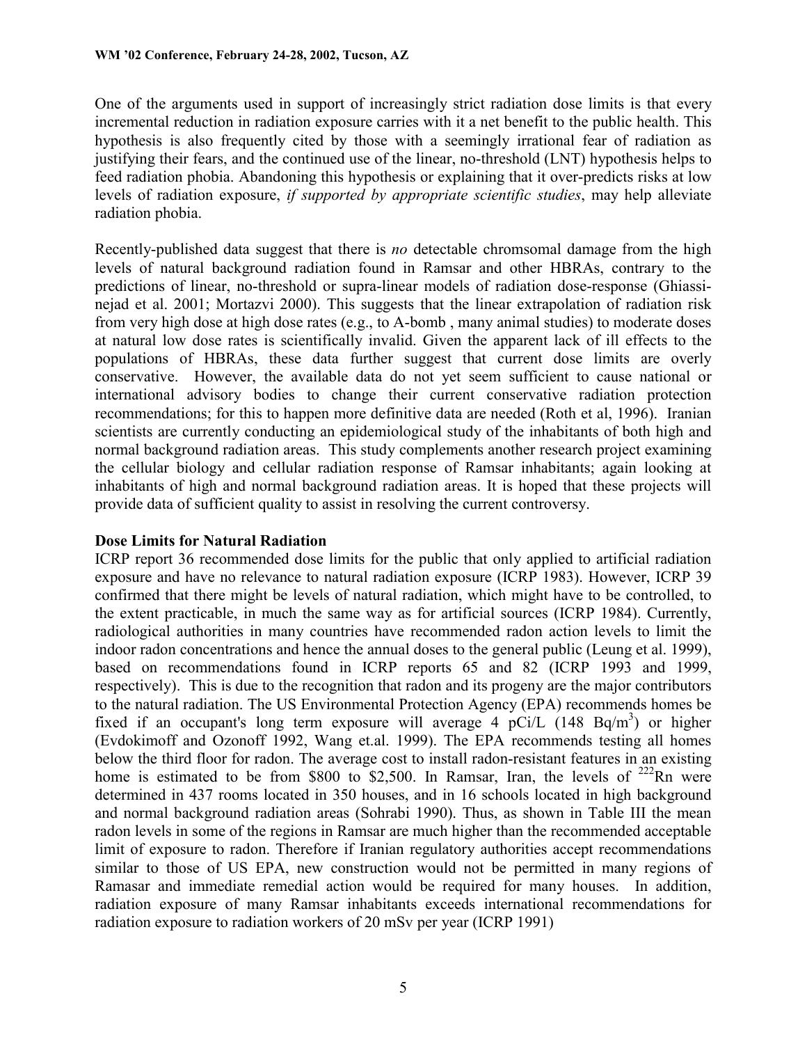One of the arguments used in support of increasingly strict radiation dose limits is that every incremental reduction in radiation exposure carries with it a net benefit to the public health. This hypothesis is also frequently cited by those with a seemingly irrational fear of radiation as justifying their fears, and the continued use of the linear, no-threshold (LNT) hypothesis helps to feed radiation phobia. Abandoning this hypothesis or explaining that it over-predicts risks at low levels of radiation exposure, *if supported by appropriate scientific studies*, may help alleviate radiation phobia.

Recently-published data suggest that there is *no* detectable chromsomal damage from the high levels of natural background radiation found in Ramsar and other HBRAs, contrary to the predictions of linear, no-threshold or supra-linear models of radiation dose-response (Ghiassi-nejad et al. 2001; Mortazvi 2000). This suggests that the linear extrapolation of radiation risk from very high dose at high dose rates (e.g., to A-bomb , many animal studies) to moderate doses at natural low dose rates is scientifically invalid. Given the apparent lack of ill effects to the populations of HBRAs, these data further suggest that current dose limits are overly conservative. However, the available data do not yet seem sufficient to cause national or international advisory bodies to change their current conservative radiation protection recommendations; for this to happen more definitive data are needed (Roth et al, 1996). Iranian scientists are currently conducting an epidemiological study of the inhabitants of both high and normal background radiation areas. This study complements another research project examining the cellular biology and cellular radiation response of Ramsar inhabitants; again looking at inhabitants of high and normal background radiation areas. It is hoped that these projects will provide data of sufficient quality to assist in resolving the current controversy.

## Dose Limits for Natural Radiation

ICRP report 36 recommended dose limits for the public that only applied to artificial radiation exposure and have no relevance to natural radiation exposure (ICRP 1983). However, ICRP 39 confirmed that there might be levels of natural radiation, which might have to be controlled, to the extent practicable, in much the same way as for artificial sources (ICRP 1984). Currently, radiological authorities in many countries have recommended radon action levels to limit the indoor radon concentrations and hence the annual doses to the general public (Leung et al. 1999), based on recommendations found in ICRP reports 65 and 82 (ICRP 1993 and 1999, respectively). This is due to the recognition that radon and its progeny are the major contributors to the natural radiation. The US Environmental Protection Agency (EPA) recommends homes be fixed if an occupant's long term exposure will average 4 pCi/L (148 $Bq/m^3$) or higher (Evdokimoff and Ozonoff 1992, Wang et.al. 1999). The EPA recommends testing all homes below the third floor for radon. The average cost to install radon-resistant features in an existing home is estimated to be from \$800 to \$2,500. In Ramsar, Iran, the levels of $^{222}$Rn were determined in 437 rooms located in 350 houses, and in 16 schools located in high background and normal background radiation areas (Sohrabi 1990). Thus, as shown in Table III the mean radon levels in some of the regions in Ramsar are much higher than the recommended acceptable limit of exposure to radon. Therefore if Iranian regulatory authorities accept recommendations similar to those of US EPA, new construction would not be permitted in many regions of Ramasar and immediate remedial action would be required for many houses. In addition, radiation exposure of many Ramsar inhabitants exceeds international recommendations for radiation exposure to radiation workers of 20 mSv per year (ICRP 1991)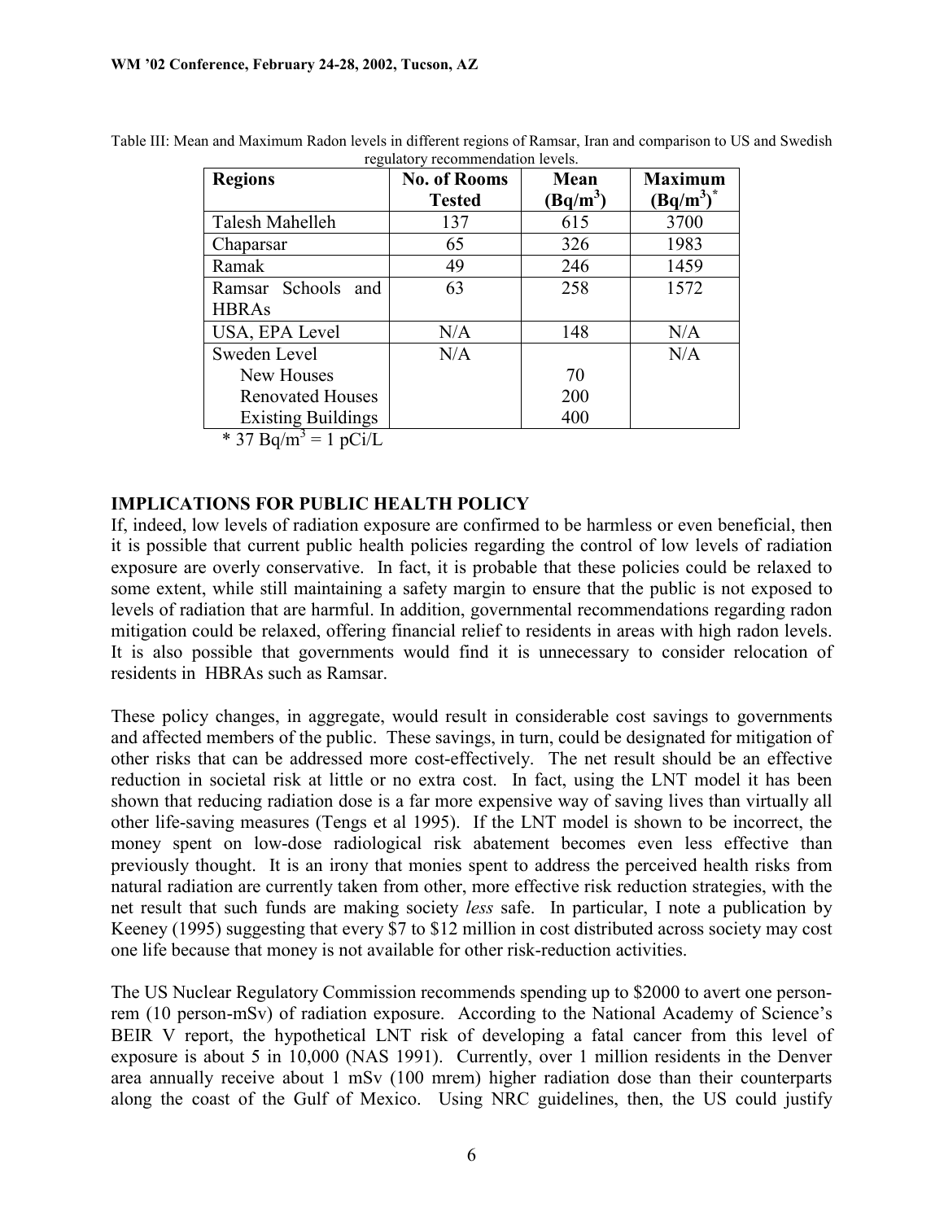Table III: Mean and Maximum Radon levels in different regions of Ramsar, Iran and comparison to US and Swedish regulatory recommendation levels.

| Regions | No. of Rooms Tested | Mean ($Bq/m^3$) | Maximum ($Bq/m^3$)* |
|---|---|---|---|
| Talesh Mahelleh | 137 | 615 | 3700 |
| Chaparsar | 65 | 326 | 1983 |
| Ramak | 49 | 246 | 1459 |
| Ramsar Schools and HBRAs | 63 | 258 | 1572 |
| USA, EPA Level | N/A | 148 | N/A |
| Sweden Level | N/A | | N/A |
| New Houses | | 70 | |
| Renovated Houses | | 200 | |
| Existing Buildings | | 400 | |

* 37 $Bq/m^3$ = 1 pCi/L

## IMPLICATIONS FOR PUBLIC HEALTH POLICY

If, indeed, low levels of radiation exposure are confirmed to be harmless or even beneficial, then it is possible that current public health policies regarding the control of low levels of radiation exposure are overly conservative. In fact, it is probable that these policies could be relaxed to some extent, while still maintaining a safety margin to ensure that the public is not exposed to levels of radiation that are harmful. In addition, governmental recommendations regarding radon mitigation could be relaxed, offering financial relief to residents in areas with high radon levels. It is also possible that governments would find it is unnecessary to consider relocation of residents in HBRAs such as Ramsar.

These policy changes, in aggregate, would result in considerable cost savings to governments and affected members of the public. These savings, in turn, could be designated for mitigation of other risks that can be addressed more cost-effectively. The net result should be an effective reduction in societal risk at little or no extra cost. In fact, using the LNT model it has been shown that reducing radiation dose is a far more expensive way of saving lives than virtually all other life-saving measures (Tengs et al 1995). If the LNT model is shown to be incorrect, the money spent on low-dose radiological risk abatement becomes even less effective than previously thought. It is an irony that monies spent to address the perceived health risks from natural radiation are currently taken from other, more effective risk reduction strategies, with the net result that such funds are making society *less* safe. In particular, I note a publication by Keeney (1995) suggesting that every $7 to $12 million in cost distributed across society may cost one life because that money is not available for other risk-reduction activities.

The US Nuclear Regulatory Commission recommends spending up to $2000 to avert one person-rem (10 person-mSv) of radiation exposure. According to the National Academy of Science's BEIR V report, the hypothetical LNT risk of developing a fatal cancer from this level of exposure is about 5 in 10,000 (NAS 1991). Currently, over 1 million residents in the Denver area annually receive about 1 mSv (100 mrem) higher radiation dose than their counterparts along the coast of the Gulf of Mexico. Using NRC guidelines, then, the US could justify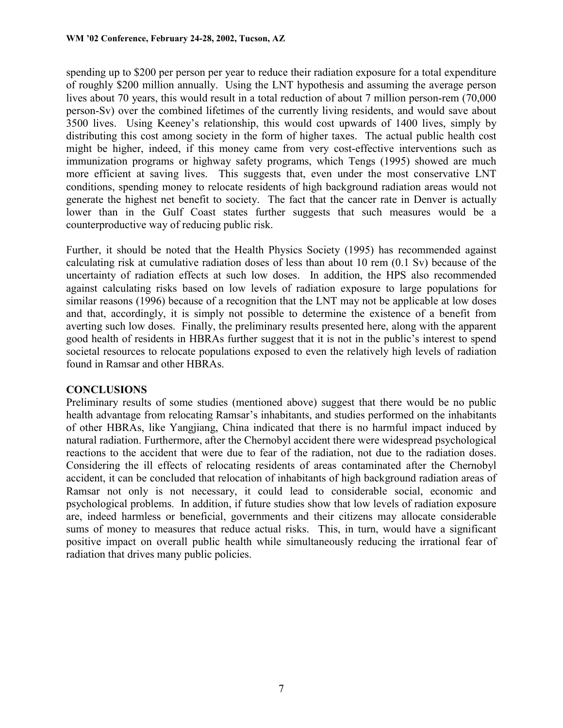spending up to $200 per person per year to reduce their radiation exposure for a total expenditure of roughly $200 million annually. Using the LNT hypothesis and assuming the average person lives about 70 years, this would result in a total reduction of about 7 million person-rem (70,000 person-Sv) over the combined lifetimes of the currently living residents, and would save about 3500 lives. Using Keeney's relationship, this would cost upwards of 1400 lives, simply by distributing this cost among society in the form of higher taxes. The actual public health cost might be higher, indeed, if this money came from very cost-effective interventions such as immunization programs or highway safety programs, which Tengs (1995) showed are much more efficient at saving lives. This suggests that, even under the most conservative LNT conditions, spending money to relocate residents of high background radiation areas would not generate the highest net benefit to society. The fact that the cancer rate in Denver is actually lower than in the Gulf Coast states further suggests that such measures would be a counterproductive way of reducing public risk.

Further, it should be noted that the Health Physics Society (1995) has recommended against calculating risk at cumulative radiation doses of less than about 10 rem (0.1 Sv) because of the uncertainty of radiation effects at such low doses. In addition, the HPS also recommended against calculating risks based on low levels of radiation exposure to large populations for similar reasons (1996) because of a recognition that the LNT may not be applicable at low doses and that, accordingly, it is simply not possible to determine the existence of a benefit from averting such low doses. Finally, the preliminary results presented here, along with the apparent good health of residents in HBRAs further suggest that it is not in the public's interest to spend societal resources to relocate populations exposed to even the relatively high levels of radiation found in Ramsar and other HBRAs.

## CONCLUSIONS

Preliminary results of some studies (mentioned above) suggest that there would be no public health advantage from relocating Ramsar's inhabitants, and studies performed on the inhabitants of other HBRAs, like Yangjiang, China indicated that there is no harmful impact induced by natural radiation. Furthermore, after the Chernobyl accident there were widespread psychological reactions to the accident that were due to fear of the radiation, not due to the radiation doses. Considering the ill effects of relocating residents of areas contaminated after the Chernobyl accident, it can be concluded that relocation of inhabitants of high background radiation areas of Ramsar not only is not necessary, it could lead to considerable social, economic and psychological problems. In addition, if future studies show that low levels of radiation exposure are, indeed harmless or beneficial, governments and their citizens may allocate considerable sums of money to measures that reduce actual risks. This, in turn, would have a significant positive impact on overall public health while simultaneously reducing the irrational fear of radiation that drives many public policies.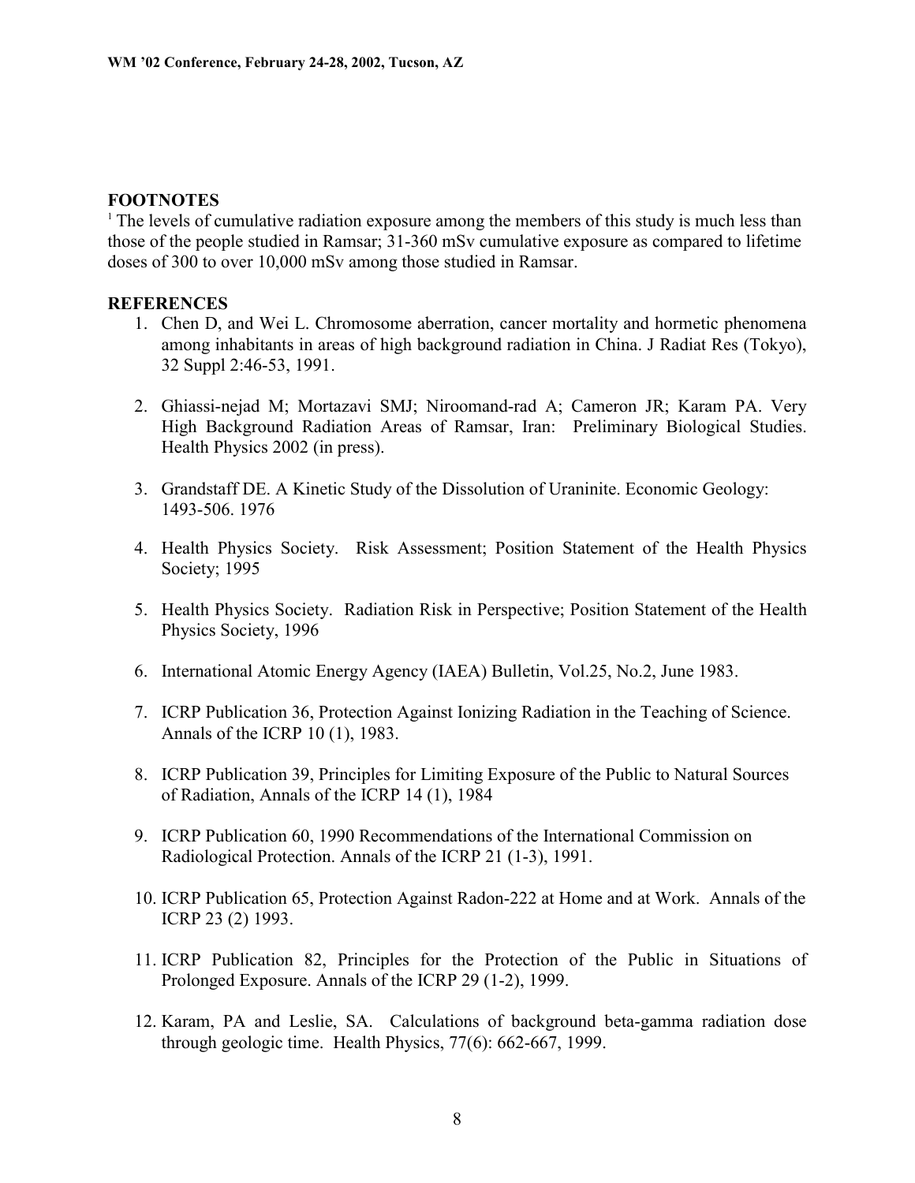## FOOTNOTES

[1] The levels of cumulative radiation exposure among the members of this study is much less than those of the people studied in Ramsar; 31-360 mSv cumulative exposure as compared to lifetime doses of 300 to over 10,000 mSv among those studied in Ramsar.

## REFERENCES

1. Chen D, and Wei L. Chromosome aberration, cancer mortality and hormetic phenomena among inhabitants in areas of high background radiation in China. J Radiat Res (Tokyo), 32 Suppl 2:46-53, 1991.

2. Ghiassi-nejad M; Mortazavi SMJ; Niroomand-rad A; Cameron JR; Karam PA. Very High Background Radiation Areas of Ramsar, Iran: Preliminary Biological Studies. Health Physics 2002 (in press).

3. Grandstaff DE. A Kinetic Study of the Dissolution of Uraninite. Economic Geology: 1493-506. 1976

4. Health Physics Society. Risk Assessment; Position Statement of the Health Physics Society; 1995

5. Health Physics Society. Radiation Risk in Perspective; Position Statement of the Health Physics Society, 1996

6. International Atomic Energy Agency (IAEA) Bulletin, Vol.25, No.2, June 1983.

7. ICRP Publication 36, Protection Against Ionizing Radiation in the Teaching of Science. Annals of the ICRP 10 (1), 1983.

8. ICRP Publication 39, Principles for Limiting Exposure of the Public to Natural Sources of Radiation, Annals of the ICRP 14 (1), 1984

9. ICRP Publication 60, 1990 Recommendations of the International Commission on Radiological Protection. Annals of the ICRP 21 (1-3), 1991.

10. ICRP Publication 65, Protection Against Radon-222 at Home and at Work. Annals of the ICRP 23 (2) 1993.

11. ICRP Publication 82, Principles for the Protection of the Public in Situations of Prolonged Exposure. Annals of the ICRP 29 (1-2), 1999.

12. Karam, PA and Leslie, SA. Calculations of background beta-gamma radiation dose through geologic time. Health Physics, 77(6): 662-667, 1999.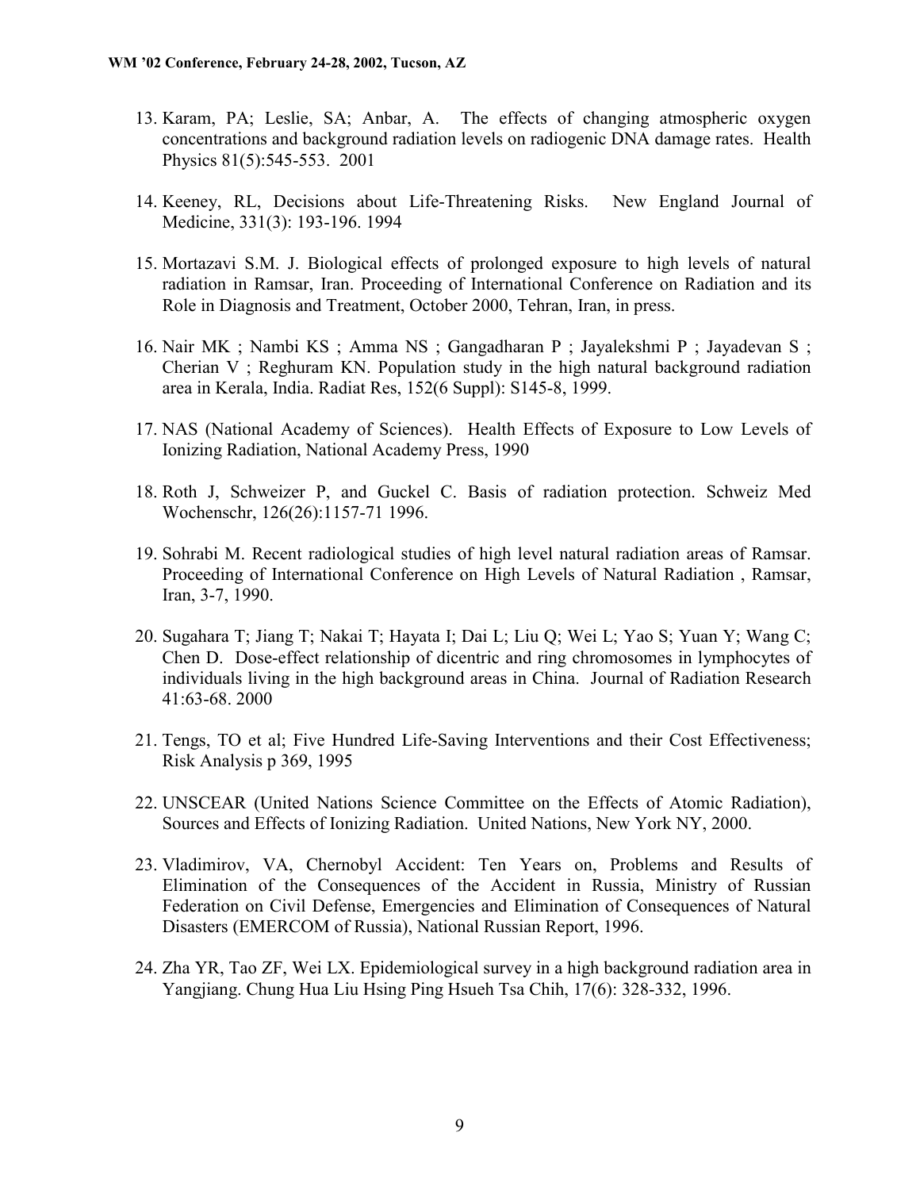13. Karam, PA; Leslie, SA; Anbar, A. The effects of changing atmospheric oxygen concentrations and background radiation levels on radiogenic DNA damage rates. Health Physics 81(5):545-553. 2001

14. Keeney, RL, Decisions about Life-Threatening Risks. New England Journal of Medicine, 331(3): 193-196. 1994

15. Mortazavi S.M. J. Biological effects of prolonged exposure to high levels of natural radiation in Ramsar, Iran. Proceeding of International Conference on Radiation and its Role in Diagnosis and Treatment, October 2000, Tehran, Iran, in press.

16. Nair MK ; Nambi KS ; Amma NS ; Gangadharan P ; Jayalekshmi P ; Jayadevan S ; Cherian V ; Reghuram KN. Population study in the high natural background radiation area in Kerala, India. Radiat Res, 152(6 Suppl): S145-8, 1999.

17. NAS (National Academy of Sciences). Health Effects of Exposure to Low Levels of Ionizing Radiation, National Academy Press, 1990

18. Roth J, Schweizer P, and Guckel C. Basis of radiation protection. Schweiz Med Wochenschr, 126(26):1157-71 1996.

19. Sohrabi M. Recent radiological studies of high level natural radiation areas of Ramsar. Proceeding of International Conference on High Levels of Natural Radiation , Ramsar, Iran, 3-7, 1990.

20. Sugahara T; Jiang T; Nakai T; Hayata I; Dai L; Liu Q; Wei L; Yao S; Yuan Y; Wang C; Chen D. Dose-effect relationship of dicentric and ring chromosomes in lymphocytes of individuals living in the high background areas in China. Journal of Radiation Research 41:63-68. 2000

21. Tengs, TO et al; Five Hundred Life-Saving Interventions and their Cost Effectiveness; Risk Analysis p 369, 1995

22. UNSCEAR (United Nations Science Committee on the Effects of Atomic Radiation), Sources and Effects of Ionizing Radiation. United Nations, New York NY, 2000.

23. Vladimirov, VA, Chernobyl Accident: Ten Years on, Problems and Results of Elimination of the Consequences of the Accident in Russia, Ministry of Russian Federation on Civil Defense, Emergencies and Elimination of Consequences of Natural Disasters (EMERCOM of Russia), National Russian Report, 1996.

24. Zha YR, Tao ZF, Wei LX. Epidemiological survey in a high background radiation area in Yangjiang. Chung Hua Liu Hsing Ping Hsueh Tsa Chih, 17(6): 328-332, 1996.